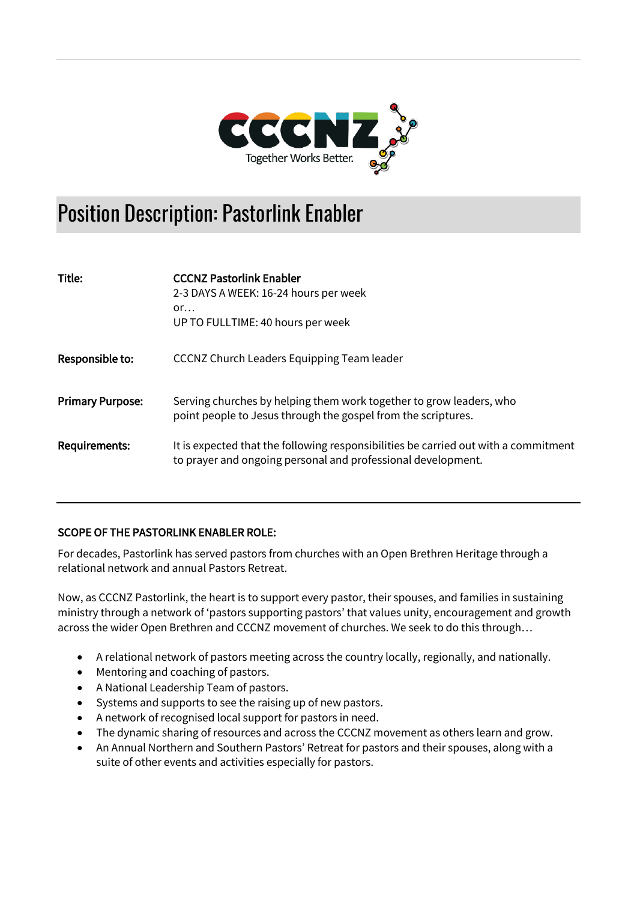CCCNZ Together Works Better.

# Position Description: Pastorlink Enabler

| | |
|---|---|
| **Title:** | **CCCNZ Pastorlink Enabler**<br>2-3 DAYS A WEEK: 16-24 hours per week<br>or…<br>UP TO FULLTIME: 40 hours per week |
| **Responsible to:** | CCCNZ Church Leaders Equipping Team leader |
| **Primary Purpose:** | Serving churches by helping them work together to grow leaders, who point people to Jesus through the gospel from the scriptures. |
| **Requirements:** | It is expected that the following responsibilities be carried out with a commitment to prayer and ongoing personal and professional development. |

## SCOPE OF THE PASTORLINK ENABLER ROLE:

For decades, Pastorlink has served pastors from churches with an Open Brethren Heritage through a relational network and annual Pastors Retreat.

Now, as CCCNZ Pastorlink, the heart is to support every pastor, their spouses, and families in sustaining ministry through a network of 'pastors supporting pastors' that values unity, encouragement and growth across the wider Open Brethren and CCCNZ movement of churches. We seek to do this through…

- A relational network of pastors meeting across the country locally, regionally, and nationally.
- Mentoring and coaching of pastors.
- A National Leadership Team of pastors.
- Systems and supports to see the raising up of new pastors.
- A network of recognised local support for pastors in need.
- The dynamic sharing of resources and across the CCCNZ movement as others learn and grow.
- An Annual Northern and Southern Pastors' Retreat for pastors and their spouses, along with a suite of other events and activities especially for pastors.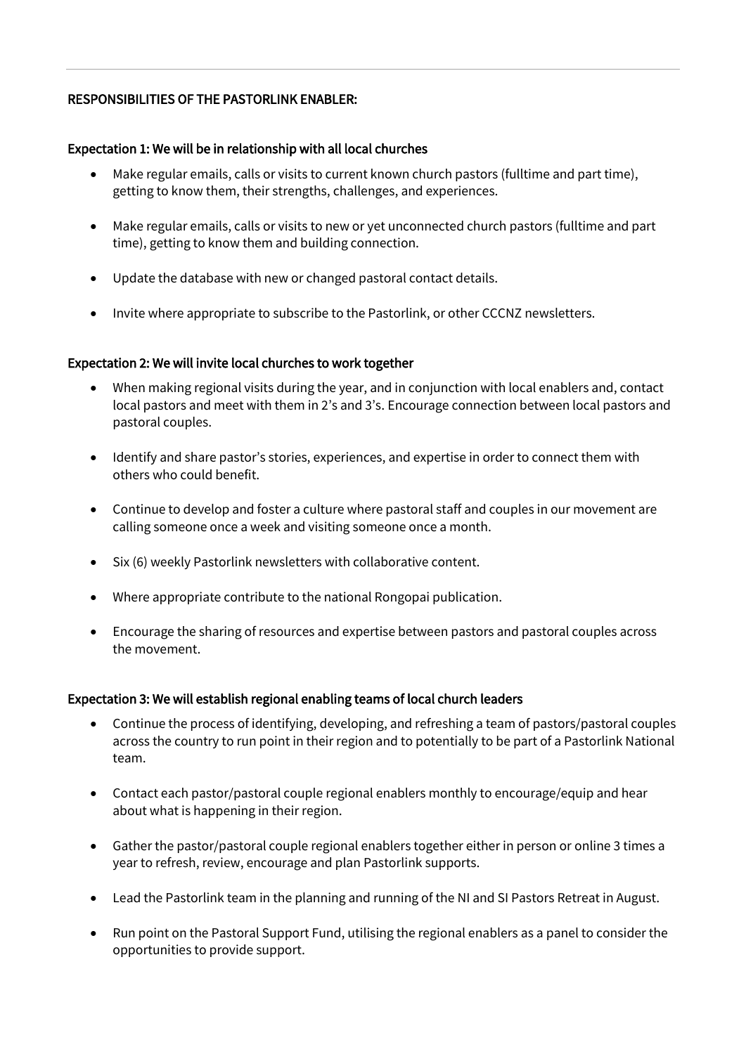**RESPONSIBILITIES OF THE PASTORLINK ENABLER:**

**Expectation 1: We will be in relationship with all local churches**

- Make regular emails, calls or visits to current known church pastors (fulltime and part time), getting to know them, their strengths, challenges, and experiences.
- Make regular emails, calls or visits to new or yet unconnected church pastors (fulltime and part time), getting to know them and building connection.
- Update the database with new or changed pastoral contact details.
- Invite where appropriate to subscribe to the Pastorlink, or other CCCNZ newsletters.

**Expectation 2: We will invite local churches to work together**

- When making regional visits during the year, and in conjunction with local enablers and, contact local pastors and meet with them in 2's and 3's. Encourage connection between local pastors and pastoral couples.
- Identify and share pastor's stories, experiences, and expertise in order to connect them with others who could benefit.
- Continue to develop and foster a culture where pastoral staff and couples in our movement are calling someone once a week and visiting someone once a month.
- Six (6) weekly Pastorlink newsletters with collaborative content.
- Where appropriate contribute to the national Rongopai publication.
- Encourage the sharing of resources and expertise between pastors and pastoral couples across the movement.

**Expectation 3: We will establish regional enabling teams of local church leaders**

- Continue the process of identifying, developing, and refreshing a team of pastors/pastoral couples across the country to run point in their region and to potentially to be part of a Pastorlink National team.
- Contact each pastor/pastoral couple regional enablers monthly to encourage/equip and hear about what is happening in their region.
- Gather the pastor/pastoral couple regional enablers together either in person or online 3 times a year to refresh, review, encourage and plan Pastorlink supports.
- Lead the Pastorlink team in the planning and running of the NI and SI Pastors Retreat in August.
- Run point on the Pastoral Support Fund, utilising the regional enablers as a panel to consider the opportunities to provide support.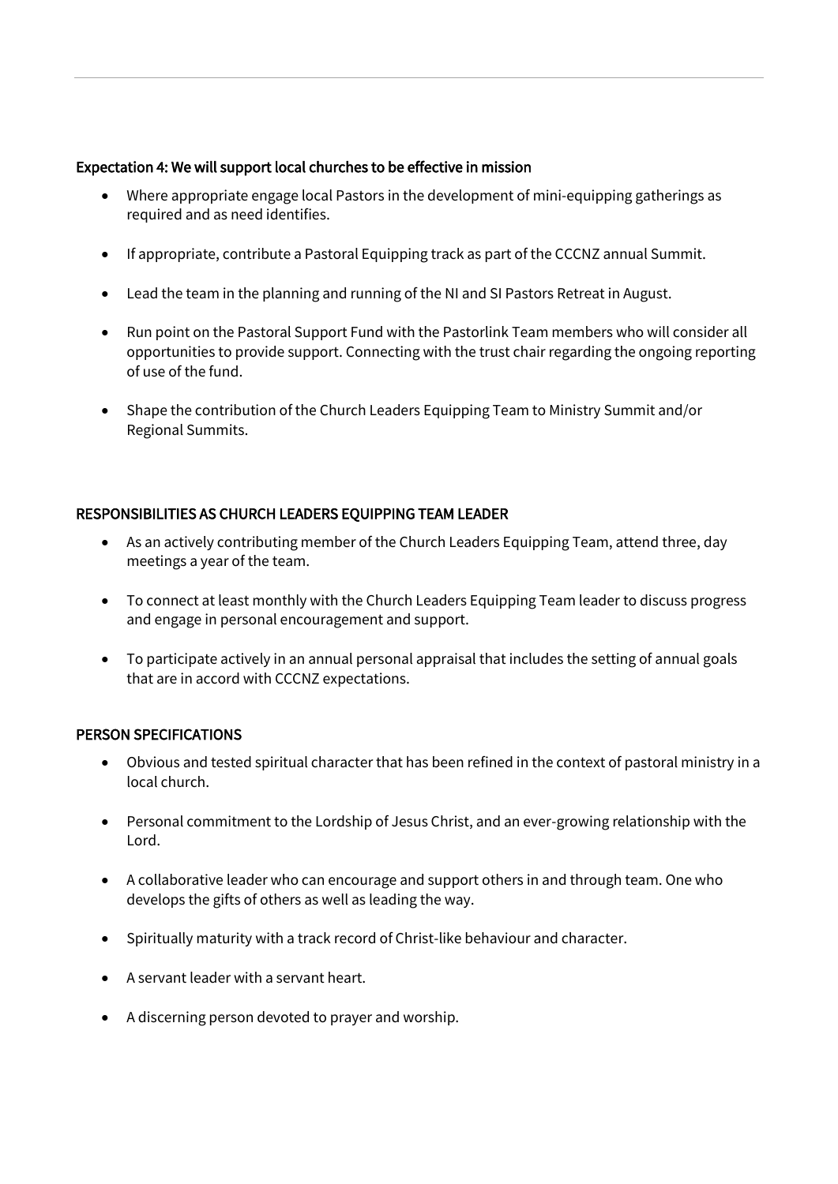#### Expectation 4: We will support local churches to be effective in mission

- Where appropriate engage local Pastors in the development of mini-equipping gatherings as required and as need identifies.
- If appropriate, contribute a Pastoral Equipping track as part of the CCCNZ annual Summit.
- Lead the team in the planning and running of the NI and SI Pastors Retreat in August.
- Run point on the Pastoral Support Fund with the Pastorlink Team members who will consider all opportunities to provide support. Connecting with the trust chair regarding the ongoing reporting of use of the fund.
- Shape the contribution of the Church Leaders Equipping Team to Ministry Summit and/or Regional Summits.

#### RESPONSIBILITIES AS CHURCH LEADERS EQUIPPING TEAM LEADER

- As an actively contributing member of the Church Leaders Equipping Team, attend three, day meetings a year of the team.
- To connect at least monthly with the Church Leaders Equipping Team leader to discuss progress and engage in personal encouragement and support.
- To participate actively in an annual personal appraisal that includes the setting of annual goals that are in accord with CCCNZ expectations.

#### PERSON SPECIFICATIONS

- Obvious and tested spiritual character that has been refined in the context of pastoral ministry in a local church.
- Personal commitment to the Lordship of Jesus Christ, and an ever-growing relationship with the Lord.
- A collaborative leader who can encourage and support others in and through team. One who develops the gifts of others as well as leading the way.
- Spiritually maturity with a track record of Christ-like behaviour and character.
- A servant leader with a servant heart.
- A discerning person devoted to prayer and worship.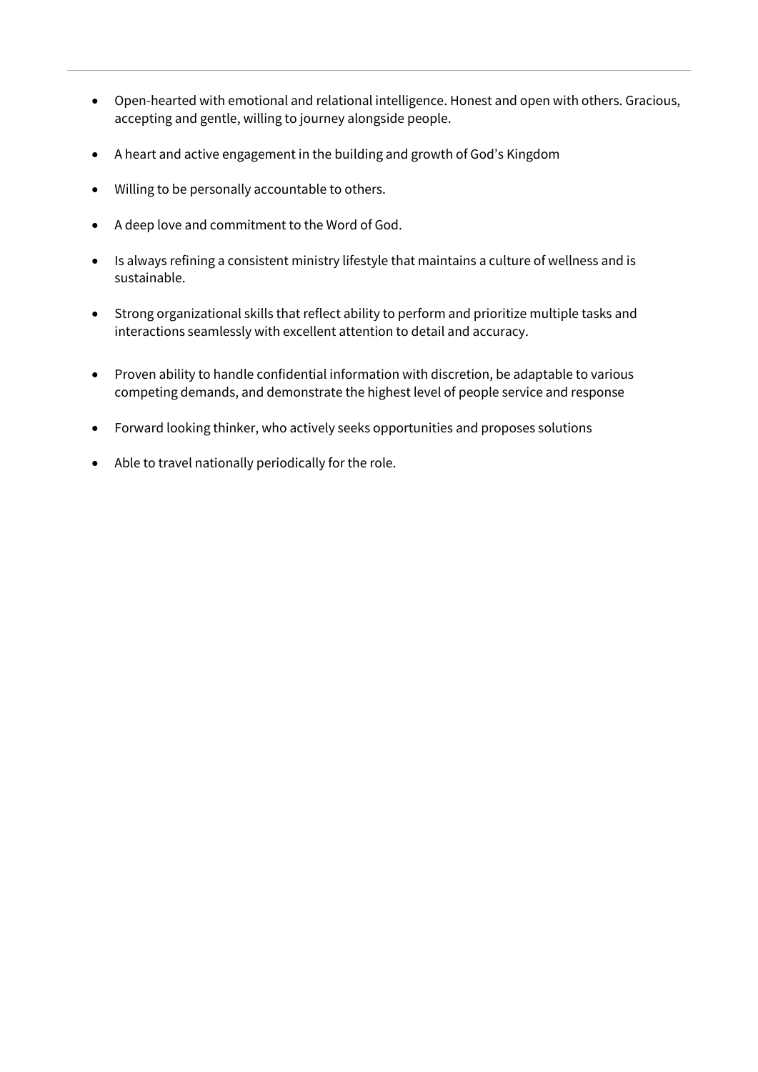- Open-hearted with emotional and relational intelligence. Honest and open with others. Gracious, accepting and gentle, willing to journey alongside people.
- A heart and active engagement in the building and growth of God's Kingdom
- Willing to be personally accountable to others.
- A deep love and commitment to the Word of God.
- Is always refining a consistent ministry lifestyle that maintains a culture of wellness and is sustainable.
- Strong organizational skills that reflect ability to perform and prioritize multiple tasks and interactions seamlessly with excellent attention to detail and accuracy.
- Proven ability to handle confidential information with discretion, be adaptable to various competing demands, and demonstrate the highest level of people service and response
- Forward looking thinker, who actively seeks opportunities and proposes solutions
- Able to travel nationally periodically for the role.